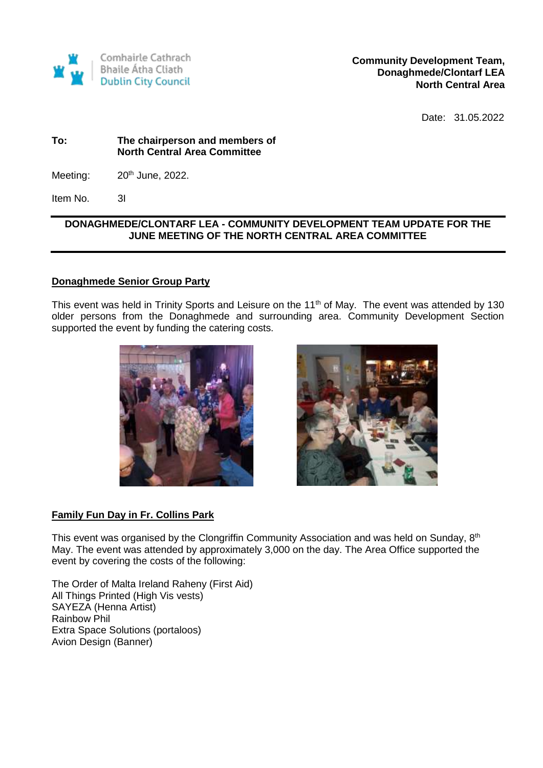Comhairle Cathrach Bhaile Átha Cliath
Dublin City Council

**Community Development Team,**
**Donaghmede/Clontarf LEA**
**North Central Area**

Date: 31.05.2022

**To:** **The chairperson and members of North Central Area Committee**

Meeting: 20th June, 2022.

Item No. 3I

---

**DONAGHMEDE/CLONTARF LEA - COMMUNITY DEVELOPMENT TEAM UPDATE FOR THE JUNE MEETING OF THE NORTH CENTRAL AREA COMMITTEE**

---

## Donaghmede Senior Group Party

This event was held in Trinity Sports and Leisure on the 11th of May. The event was attended by 130 older persons from the Donaghmede and surrounding area. Community Development Section supported the event by funding the catering costs.

## Family Fun Day in Fr. Collins Park

This event was organised by the Clongriffin Community Association and was held on Sunday, 8th May. The event was attended by approximately 3,000 on the day. The Area Office supported the event by covering the costs of the following:

The Order of Malta Ireland Raheny (First Aid)
All Things Printed (High Vis vests)
SAYEZA (Henna Artist)
Rainbow Phil
Extra Space Solutions (portaloos)
Avion Design (Banner)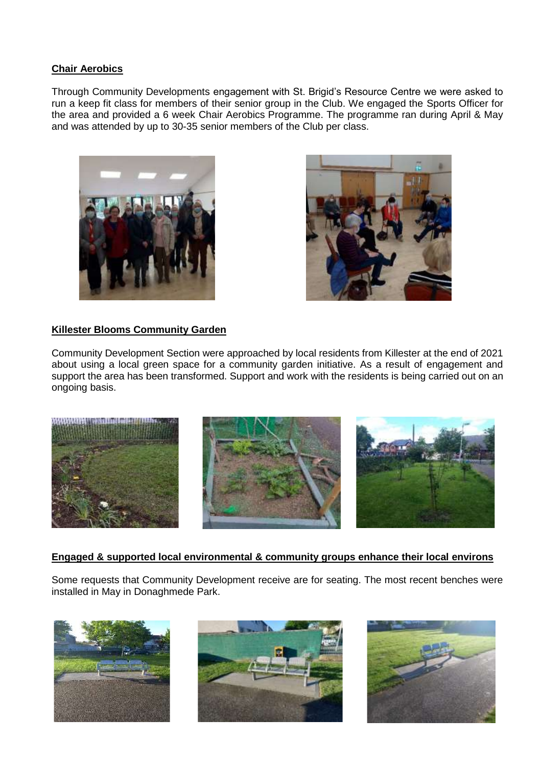**Chair Aerobics**

Through Community Developments engagement with St. Brigid's Resource Centre we were asked to run a keep fit class for members of their senior group in the Club. We engaged the Sports Officer for the area and provided a 6 week Chair Aerobics Programme. The programme ran during April & May and was attended by up to 30-35 senior members of the Club per class.

**Killester Blooms Community Garden**

Community Development Section were approached by local residents from Killester at the end of 2021 about using a local green space for a community garden initiative. As a result of engagement and support the area has been transformed. Support and work with the residents is being carried out on an ongoing basis.

**Engaged & supported local environmental & community groups enhance their local environs**

Some requests that Community Development receive are for seating. The most recent benches were installed in May in Donaghmede Park.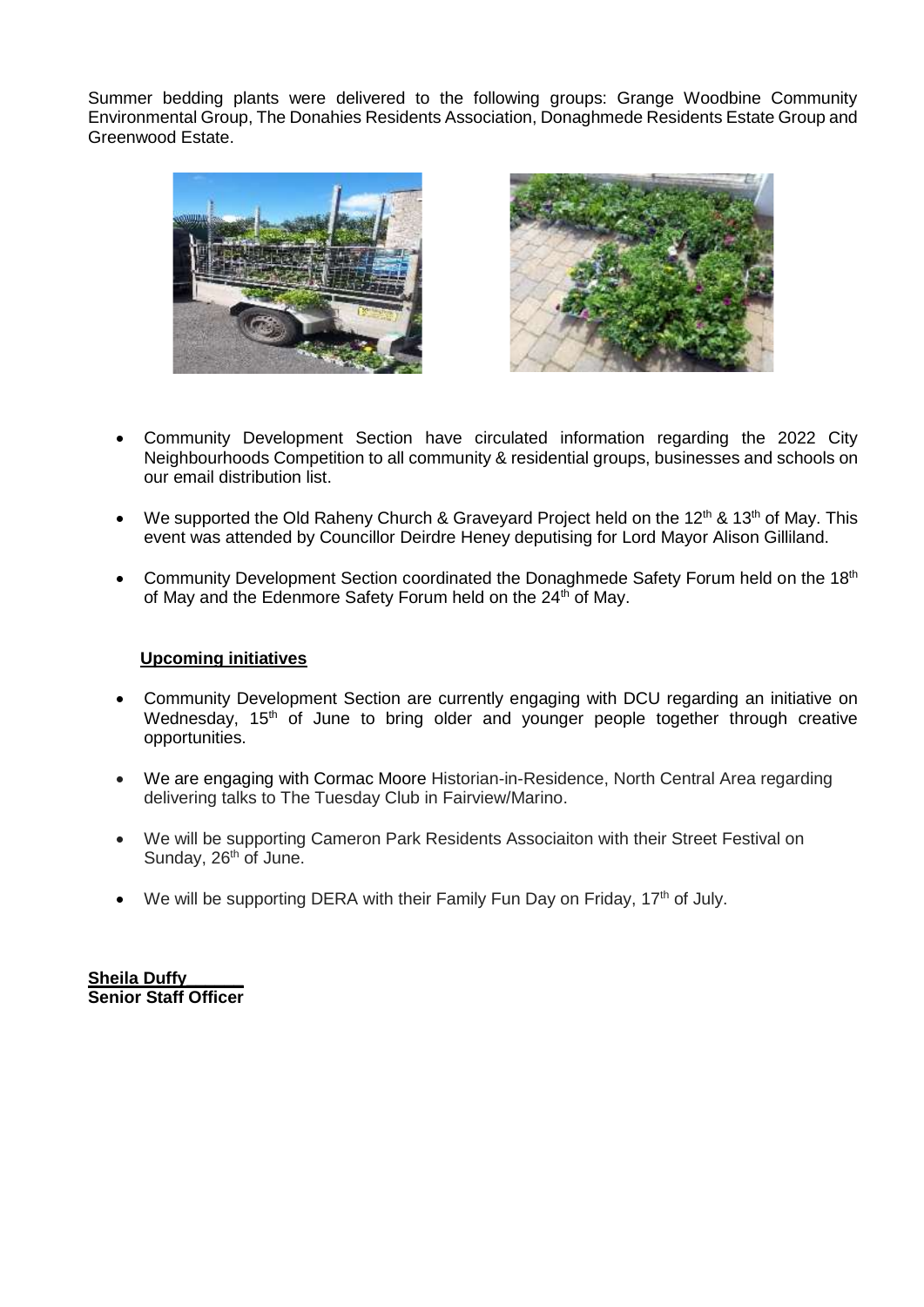Summer bedding plants were delivered to the following groups: Grange Woodbine Community Environmental Group, The Donahies Residents Association, Donaghmede Residents Estate Group and Greenwood Estate.

- Community Development Section have circulated information regarding the 2022 City Neighbourhoods Competition to all community & residential groups, businesses and schools on our email distribution list.
- We supported the Old Raheny Church & Graveyard Project held on the 12th & 13th of May. This event was attended by Councillor Deirdre Heney deputising for Lord Mayor Alison Gilliland.
- Community Development Section coordinated the Donaghmede Safety Forum held on the 18th of May and the Edenmore Safety Forum held on the 24th of May.

**Upcoming initiatives**

- Community Development Section are currently engaging with DCU regarding an initiative on Wednesday, 15th of June to bring older and younger people together through creative opportunities.
- We are engaging with Cormac Moore Historian-in-Residence, North Central Area regarding delivering talks to The Tuesday Club in Fairview/Marino.
- We will be supporting Cameron Park Residents Associaiton with their Street Festival on Sunday, 26th of June.
- We will be supporting DERA with their Family Fun Day on Friday, 17th of July.

**Sheila Duffy**
**Senior Staff Officer**